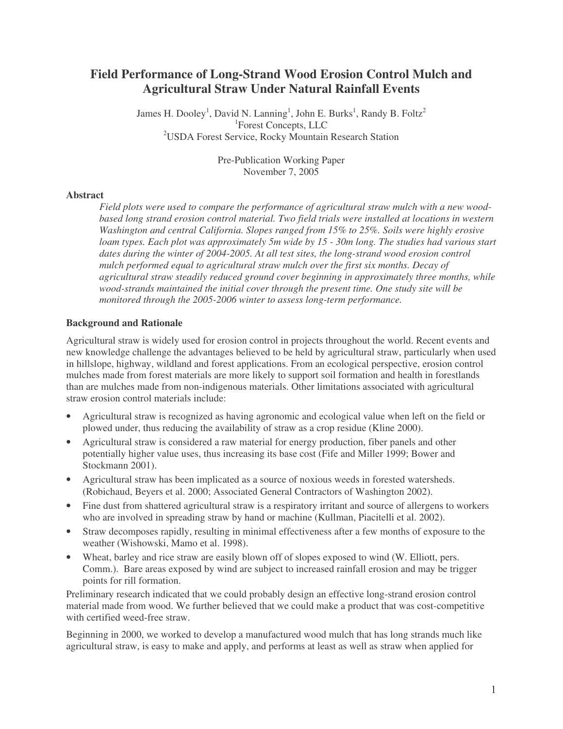# Field Performance of Long-Strand Wood Erosion Control Mulch and Agricultural Straw Under Natural Rainfall Events

James H. Dooley[1], David N. Lanning[1], John E. Burks[1], Randy B. Foltz[2]
[1]Forest Concepts, LLC
[2]USDA Forest Service, Rocky Mountain Research Station

Pre-Publication Working Paper
November 7, 2005

### Abstract

*Field plots were used to compare the performance of agricultural straw mulch with a new wood-based long strand erosion control material. Two field trials were installed at locations in western Washington and central California. Slopes ranged from 15% to 25%. Soils were highly erosive loam types. Each plot was approximately 5m wide by 15 - 30m long. The studies had various start dates during the winter of 2004-2005. At all test sites, the long-strand wood erosion control mulch performed equal to agricultural straw mulch over the first six months. Decay of agricultural straw steadily reduced ground cover beginning in approximately three months, while wood-strands maintained the initial cover through the present time. One study site will be monitored through the 2005-2006 winter to assess long-term performance.*

### Background and Rationale

Agricultural straw is widely used for erosion control in projects throughout the world. Recent events and new knowledge challenge the advantages believed to be held by agricultural straw, particularly when used in hillslope, highway, wildland and forest applications. From an ecological perspective, erosion control mulches made from forest materials are more likely to support soil formation and health in forestlands than are mulches made from non-indigenous materials. Other limitations associated with agricultural straw erosion control materials include:

- Agricultural straw is recognized as having agronomic and ecological value when left on the field or plowed under, thus reducing the availability of straw as a crop residue (Kline 2000).
- Agricultural straw is considered a raw material for energy production, fiber panels and other potentially higher value uses, thus increasing its base cost (Fife and Miller 1999; Bower and Stockmann 2001).
- Agricultural straw has been implicated as a source of noxious weeds in forested watersheds. (Robichaud, Beyers et al. 2000; Associated General Contractors of Washington 2002).
- Fine dust from shattered agricultural straw is a respiratory irritant and source of allergens to workers who are involved in spreading straw by hand or machine (Kullman, Piacitelli et al. 2002).
- Straw decomposes rapidly, resulting in minimal effectiveness after a few months of exposure to the weather (Wishowski, Mamo et al. 1998).
- Wheat, barley and rice straw are easily blown off of slopes exposed to wind (W. Elliott, pers. Comm.). Bare areas exposed by wind are subject to increased rainfall erosion and may be trigger points for rill formation.

Preliminary research indicated that we could probably design an effective long-strand erosion control material made from wood. We further believed that we could make a product that was cost-competitive with certified weed-free straw.

Beginning in 2000, we worked to develop a manufactured wood mulch that has long strands much like agricultural straw, is easy to make and apply, and performs at least as well as straw when applied for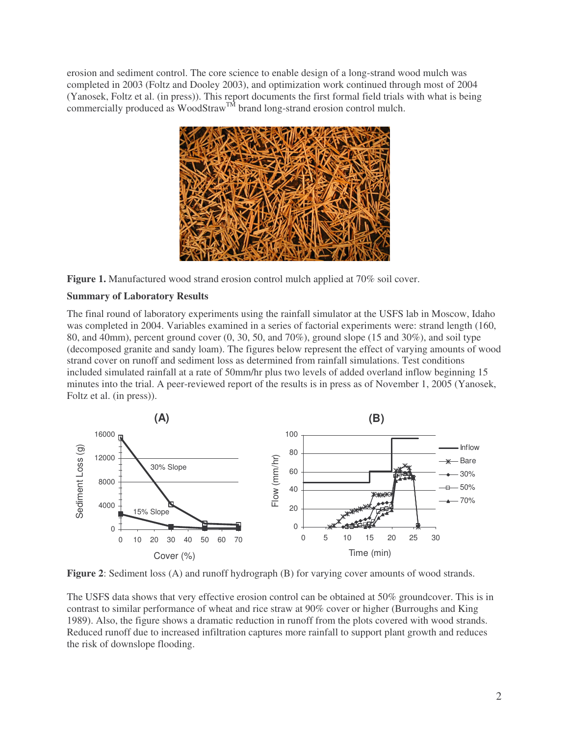erosion and sediment control. The core science to enable design of a long-strand wood mulch was completed in 2003 (Foltz and Dooley 2003), and optimization work continued through most of 2004 (Yanosek, Foltz et al. (in press)). This report documents the first formal field trials with what is being commercially produced as WoodStraw™ brand long-strand erosion control mulch.

**Figure 1.** Manufactured wood strand erosion control mulch applied at 70% soil cover.

**Summary of Laboratory Results**

The final round of laboratory experiments using the rainfall simulator at the USFS lab in Moscow, Idaho was completed in 2004. Variables examined in a series of factorial experiments were: strand length (160, 80, and 40mm), percent ground cover (0, 30, 50, and 70%), ground slope (15 and 30%), and soil type (decomposed granite and sandy loam). The figures below represent the effect of varying amounts of wood strand cover on runoff and sediment loss as determined from rainfall simulations. Test conditions included simulated rainfall at a rate of 50mm/hr plus two levels of added overland inflow beginning 15 minutes into the trial. A peer-reviewed report of the results is in press as of November 1, 2005 (Yanosek, Foltz et al. (in press)).

**Figure 2**: Sediment loss (A) and runoff hydrograph (B) for varying cover amounts of wood strands.

The USFS data shows that very effective erosion control can be obtained at 50% groundcover. This is in contrast to similar performance of wheat and rice straw at 90% cover or higher (Burroughs and King 1989). Also, the figure shows a dramatic reduction in runoff from the plots covered with wood strands. Reduced runoff due to increased infiltration captures more rainfall to support plant growth and reduces the risk of downslope flooding.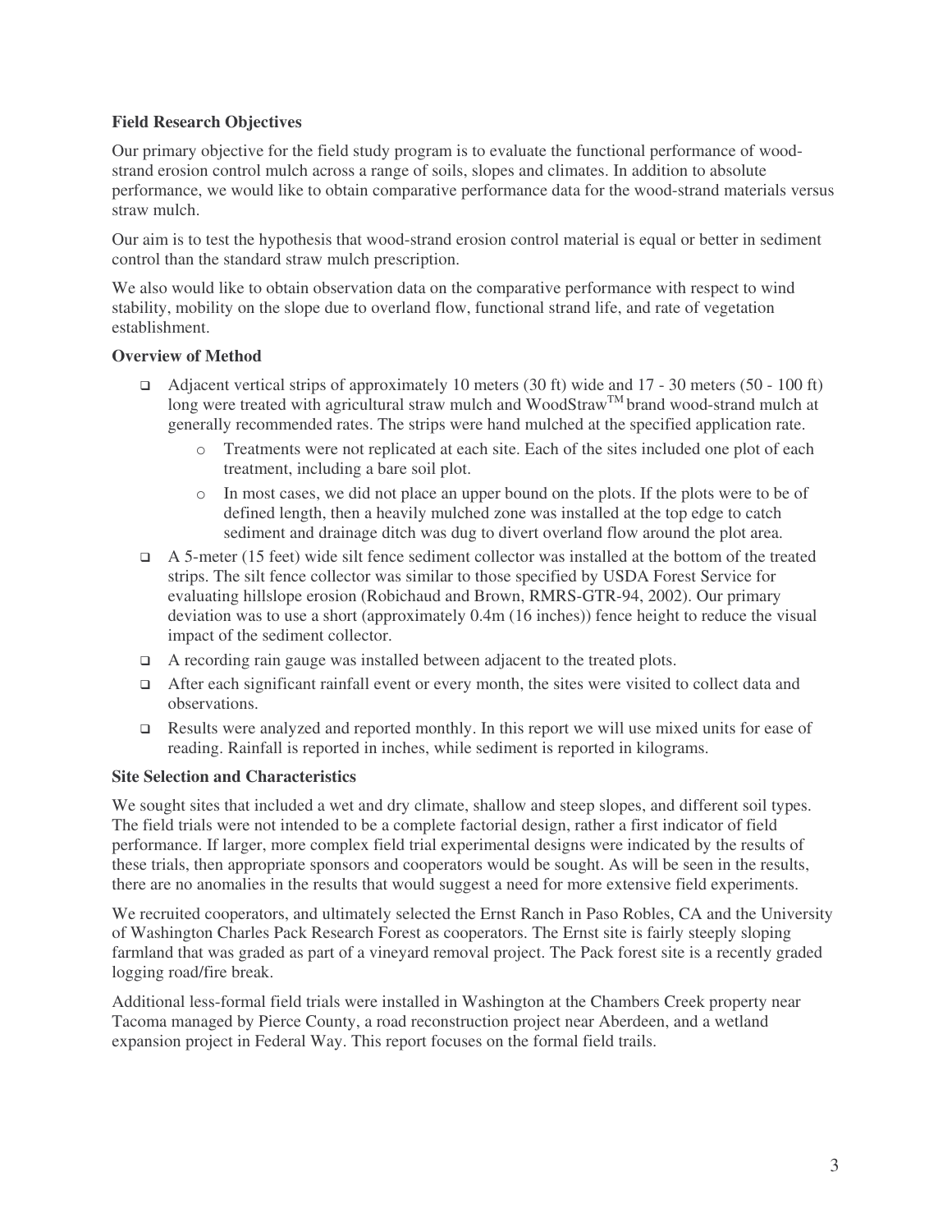**Field Research Objectives**

Our primary objective for the field study program is to evaluate the functional performance of wood-strand erosion control mulch across a range of soils, slopes and climates. In addition to absolute performance, we would like to obtain comparative performance data for the wood-strand materials versus straw mulch.

Our aim is to test the hypothesis that wood-strand erosion control material is equal or better in sediment control than the standard straw mulch prescription.

We also would like to obtain observation data on the comparative performance with respect to wind stability, mobility on the slope due to overland flow, functional strand life, and rate of vegetation establishment.

**Overview of Method**

- Adjacent vertical strips of approximately 10 meters (30 ft) wide and 17 - 30 meters (50 - 100 ft) long were treated with agricultural straw mulch and WoodStraw™ brand wood-strand mulch at generally recommended rates. The strips were hand mulched at the specified application rate.
  - Treatments were not replicated at each site. Each of the sites included one plot of each treatment, including a bare soil plot.
  - In most cases, we did not place an upper bound on the plots. If the plots were to be of defined length, then a heavily mulched zone was installed at the top edge to catch sediment and drainage ditch was dug to divert overland flow around the plot area.
- A 5-meter (15 feet) wide silt fence sediment collector was installed at the bottom of the treated strips. The silt fence collector was similar to those specified by USDA Forest Service for evaluating hillslope erosion (Robichaud and Brown, RMRS-GTR-94, 2002). Our primary deviation was to use a short (approximately 0.4m (16 inches)) fence height to reduce the visual impact of the sediment collector.
- A recording rain gauge was installed between adjacent to the treated plots.
- After each significant rainfall event or every month, the sites were visited to collect data and observations.
- Results were analyzed and reported monthly. In this report we will use mixed units for ease of reading. Rainfall is reported in inches, while sediment is reported in kilograms.

**Site Selection and Characteristics**

We sought sites that included a wet and dry climate, shallow and steep slopes, and different soil types. The field trials were not intended to be a complete factorial design, rather a first indicator of field performance. If larger, more complex field trial experimental designs were indicated by the results of these trials, then appropriate sponsors and cooperators would be sought. As will be seen in the results, there are no anomalies in the results that would suggest a need for more extensive field experiments.

We recruited cooperators, and ultimately selected the Ernst Ranch in Paso Robles, CA and the University of Washington Charles Pack Research Forest as cooperators. The Ernst site is fairly steeply sloping farmland that was graded as part of a vineyard removal project. The Pack forest site is a recently graded logging road/fire break.

Additional less-formal field trials were installed in Washington at the Chambers Creek property near Tacoma managed by Pierce County, a road reconstruction project near Aberdeen, and a wetland expansion project in Federal Way. This report focuses on the formal field trails.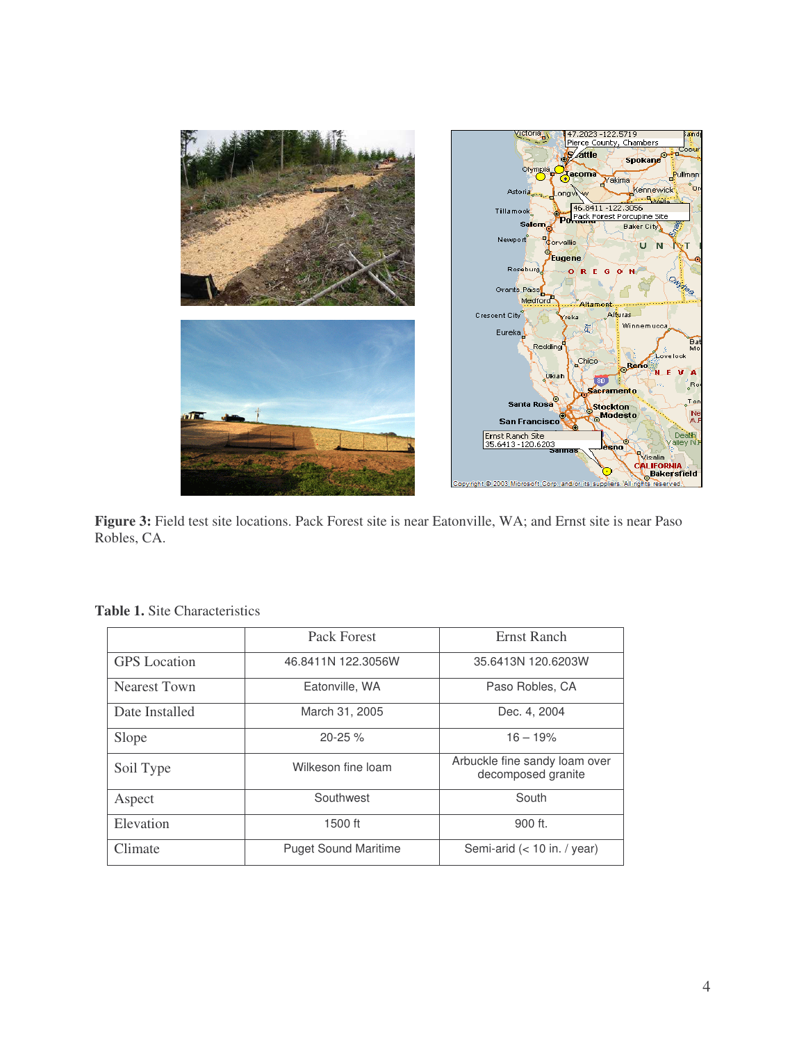**Figure 3:** Field test site locations. Pack Forest site is near Eatonville, WA; and Ernst site is near Paso Robles, CA.

**Table 1.** Site Characteristics

| | Pack Forest | Ernst Ranch |
| --- | --- | --- |
| GPS Location | 46.8411N 122.3056W | 35.6413N 120.6203W |
| Nearest Town | Eatonville, WA | Paso Robles, CA |
| Date Installed | March 31, 2005 | Dec. 4, 2004 |
| Slope | 20-25 % | 16 – 19% |
| Soil Type | Wilkeson fine loam | Arbuckle fine sandy loam over decomposed granite |
| Aspect | Southwest | South |
| Elevation | 1500 ft | 900 ft. |
| Climate | Puget Sound Maritime | Semi-arid (< 10 in. / year) |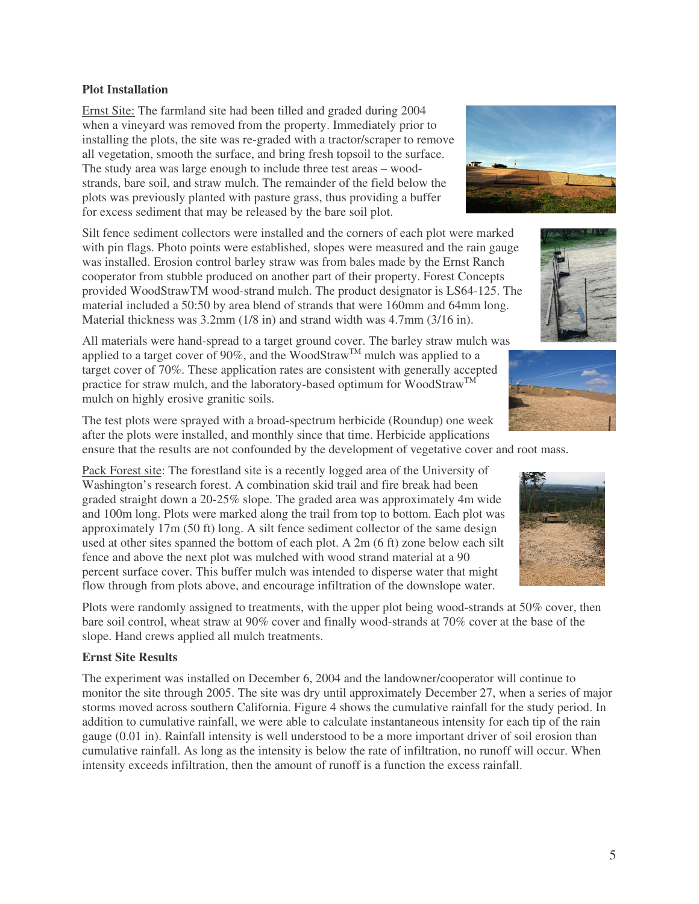**Plot Installation**

Ernst Site: The farmland site had been tilled and graded during 2004 when a vineyard was removed from the property. Immediately prior to installing the plots, the site was re-graded with a tractor/scraper to remove all vegetation, smooth the surface, and bring fresh topsoil to the surface. The study area was large enough to include three test areas – wood-strands, bare soil, and straw mulch. The remainder of the field below the plots was previously planted with pasture grass, thus providing a buffer for excess sediment that may be released by the bare soil plot.

Silt fence sediment collectors were installed and the corners of each plot were marked with pin flags. Photo points were established, slopes were measured and the rain gauge was installed. Erosion control barley straw was from bales made by the Ernst Ranch cooperator from stubble produced on another part of their property. Forest Concepts provided WoodStrawTM wood-strand mulch. The product designator is LS64-125. The material included a 50:50 by area blend of strands that were 160mm and 64mm long. Material thickness was 3.2mm (1/8 in) and strand width was 4.7mm (3/16 in).

All materials were hand-spread to a target ground cover. The barley straw mulch was applied to a target cover of 90%, and the WoodStraw™ mulch was applied to a target cover of 70%. These application rates are consistent with generally accepted practice for straw mulch, and the laboratory-based optimum for WoodStraw™ mulch on highly erosive granitic soils.

The test plots were sprayed with a broad-spectrum herbicide (Roundup) one week after the plots were installed, and monthly since that time. Herbicide applications ensure that the results are not confounded by the development of vegetative cover and root mass.

Pack Forest site: The forestland site is a recently logged area of the University of Washington's research forest. A combination skid trail and fire break had been graded straight down a 20-25% slope. The graded area was approximately 4m wide and 100m long. Plots were marked along the trail from top to bottom. Each plot was approximately 17m (50 ft) long. A silt fence sediment collector of the same design used at other sites spanned the bottom of each plot. A 2m (6 ft) zone below each silt fence and above the next plot was mulched with wood strand material at a 90 percent surface cover. This buffer mulch was intended to disperse water that might flow through from plots above, and encourage infiltration of the downslope water.

Plots were randomly assigned to treatments, with the upper plot being wood-strands at 50% cover, then bare soil control, wheat straw at 90% cover and finally wood-strands at 70% cover at the base of the slope. Hand crews applied all mulch treatments.

**Ernst Site Results**

The experiment was installed on December 6, 2004 and the landowner/cooperator will continue to monitor the site through 2005. The site was dry until approximately December 27, when a series of major storms moved across southern California. Figure 4 shows the cumulative rainfall for the study period. In addition to cumulative rainfall, we were able to calculate instantaneous intensity for each tip of the rain gauge (0.01 in). Rainfall intensity is well understood to be a more important driver of soil erosion than cumulative rainfall. As long as the intensity is below the rate of infiltration, no runoff will occur. When intensity exceeds infiltration, then the amount of runoff is a function the excess rainfall.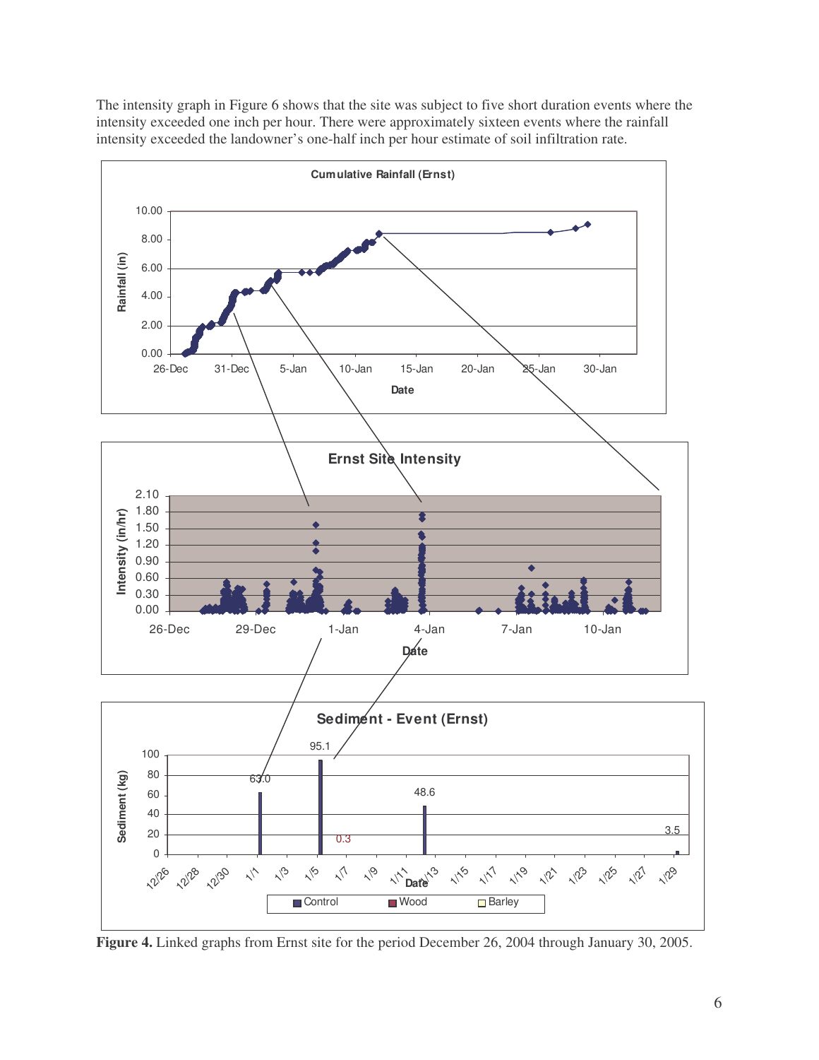The intensity graph in Figure 6 shows that the site was subject to five short duration events where the intensity exceeded one inch per hour. There were approximately sixteen events where the rainfall intensity exceeded the landowner's one-half inch per hour estimate of soil infiltration rate.

**Figure 4.** Linked graphs from Ernst site for the period December 26, 2004 through January 30, 2005.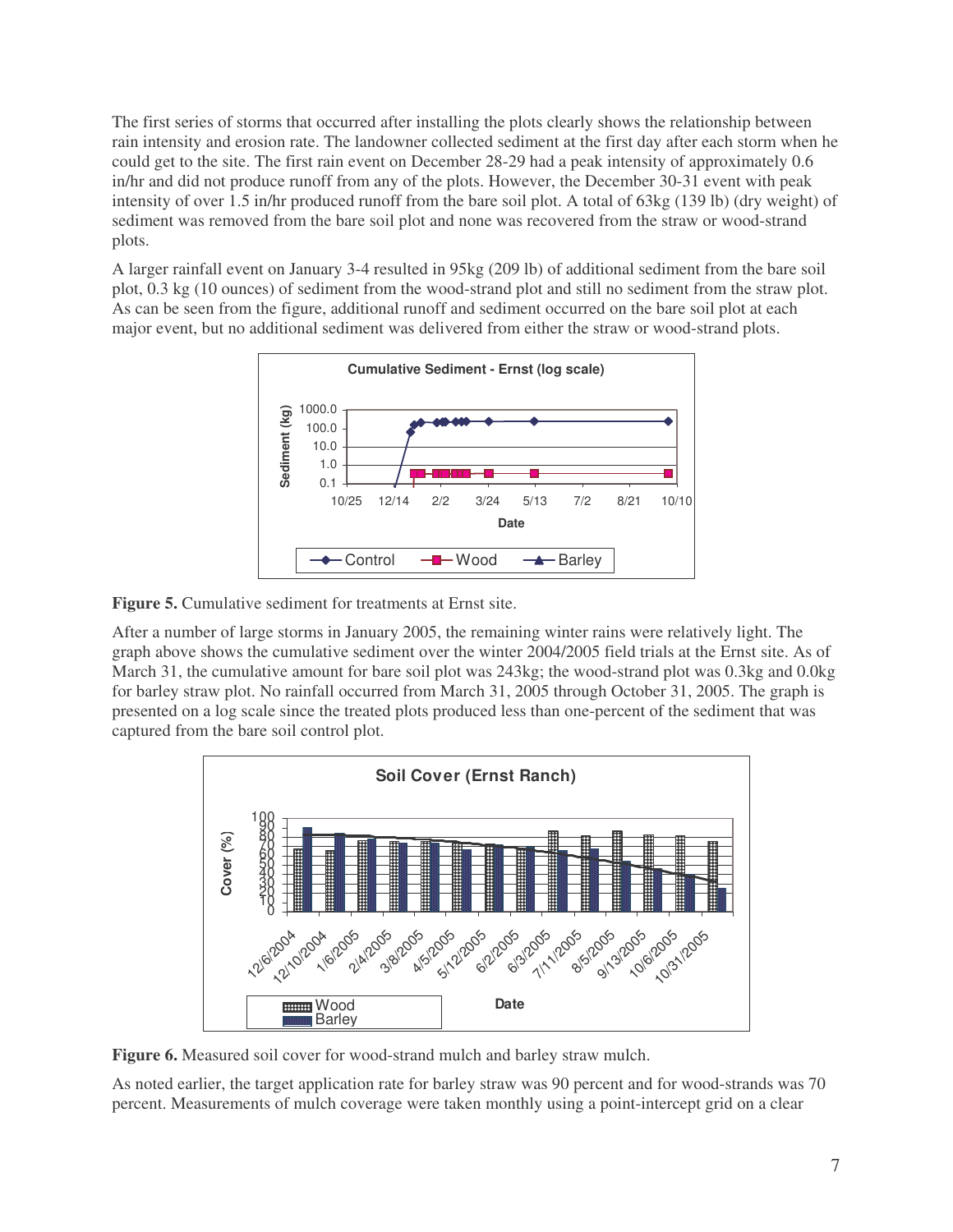The first series of storms that occurred after installing the plots clearly shows the relationship between rain intensity and erosion rate. The landowner collected sediment at the first day after each storm when he could get to the site. The first rain event on December 28-29 had a peak intensity of approximately 0.6 in/hr and did not produce runoff from any of the plots. However, the December 30-31 event with peak intensity of over 1.5 in/hr produced runoff from the bare soil plot. A total of 63kg (139 lb) (dry weight) of sediment was removed from the bare soil plot and none was recovered from the straw or wood-strand plots.

A larger rainfall event on January 3-4 resulted in 95kg (209 lb) of additional sediment from the bare soil plot, 0.3 kg (10 ounces) of sediment from the wood-strand plot and still no sediment from the straw plot. As can be seen from the figure, additional runoff and sediment occurred on the bare soil plot at each major event, but no additional sediment was delivered from either the straw or wood-strand plots.

**Figure 5.** Cumulative sediment for treatments at Ernst site.

After a number of large storms in January 2005, the remaining winter rains were relatively light. The graph above shows the cumulative sediment over the winter 2004/2005 field trials at the Ernst site. As of March 31, the cumulative amount for bare soil plot was 243kg; the wood-strand plot was 0.3kg and 0.0kg for barley straw plot. No rainfall occurred from March 31, 2005 through October 31, 2005. The graph is presented on a log scale since the treated plots produced less than one-percent of the sediment that was captured from the bare soil control plot.

**Figure 6.** Measured soil cover for wood-strand mulch and barley straw mulch.

As noted earlier, the target application rate for barley straw was 90 percent and for wood-strands was 70 percent. Measurements of mulch coverage were taken monthly using a point-intercept grid on a clear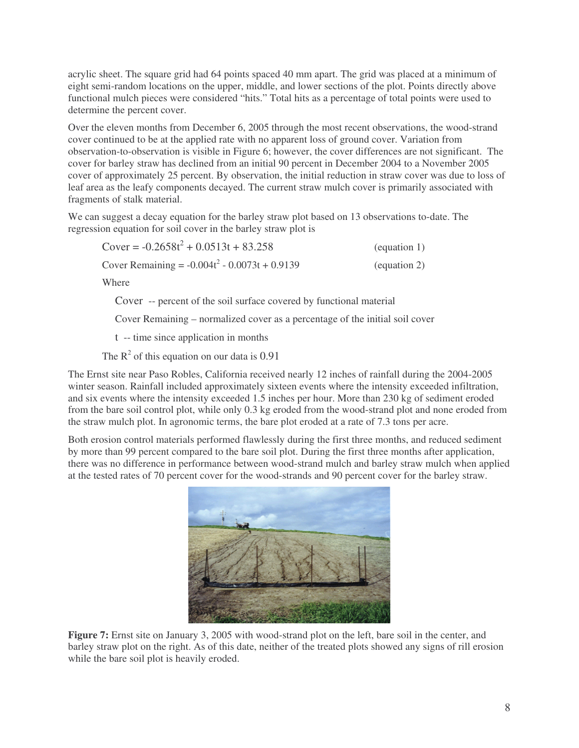acrylic sheet. The square grid had 64 points spaced 40 mm apart. The grid was placed at a minimum of eight semi-random locations on the upper, middle, and lower sections of the plot. Points directly above functional mulch pieces were considered "hits." Total hits as a percentage of total points were used to determine the percent cover.

Over the eleven months from December 6, 2005 through the most recent observations, the wood-strand cover continued to be at the applied rate with no apparent loss of ground cover. Variation from observation-to-observation is visible in Figure 6; however, the cover differences are not significant. The cover for barley straw has declined from an initial 90 percent in December 2004 to a November 2005 cover of approximately 25 percent. By observation, the initial reduction in straw cover was due to loss of leaf area as the leafy components decayed. The current straw mulch cover is primarily associated with fragments of stalk material.

We can suggest a decay equation for the barley straw plot based on 13 observations to-date. The regression equation for soil cover in the barley straw plot is

$$\text{Cover} = -0.2658t^2 + 0.0513t + 83.258 \quad \text{(equation 1)}$$

$$\text{Cover Remaining} = -0.004t^2 - 0.0073t + 0.9139 \quad \text{(equation 2)}$$

Where

Cover -- percent of the soil surface covered by functional material

Cover Remaining – normalized cover as a percentage of the initial soil cover

t -- time since application in months

The $R^2$ of this equation on our data is 0.91

The Ernst site near Paso Robles, California received nearly 12 inches of rainfall during the 2004-2005 winter season. Rainfall included approximately sixteen events where the intensity exceeded infiltration, and six events where the intensity exceeded 1.5 inches per hour. More than 230 kg of sediment eroded from the bare soil control plot, while only 0.3 kg eroded from the wood-strand plot and none eroded from the straw mulch plot. In agronomic terms, the bare plot eroded at a rate of 7.3 tons per acre.

Both erosion control materials performed flawlessly during the first three months, and reduced sediment by more than 99 percent compared to the bare soil plot. During the first three months after application, there was no difference in performance between wood-strand mulch and barley straw mulch when applied at the tested rates of 70 percent cover for the wood-strands and 90 percent cover for the barley straw.

**Figure 7:** Ernst site on January 3, 2005 with wood-strand plot on the left, bare soil in the center, and barley straw plot on the right. As of this date, neither of the treated plots showed any signs of rill erosion while the bare soil plot is heavily eroded.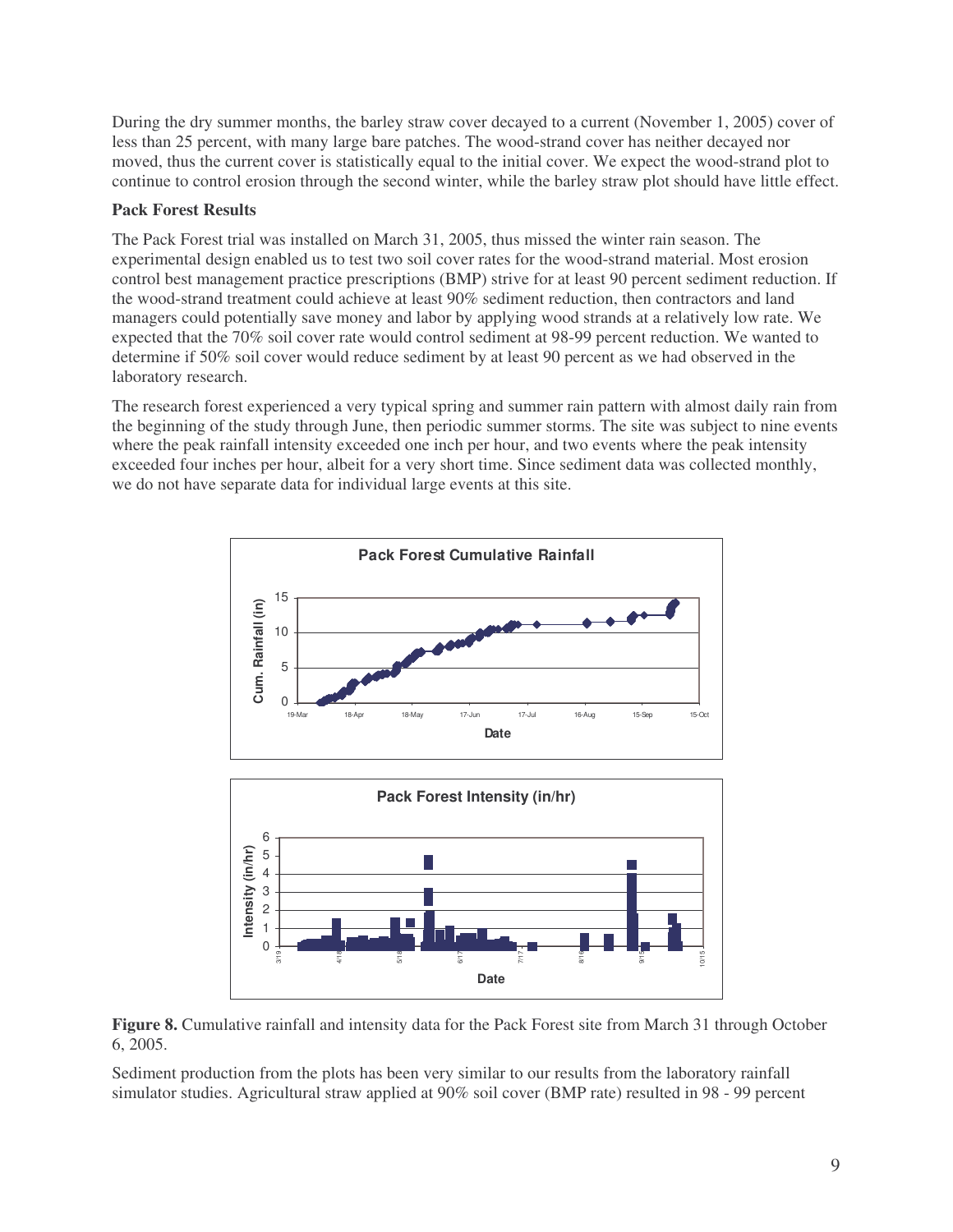During the dry summer months, the barley straw cover decayed to a current (November 1, 2005) cover of less than 25 percent, with many large bare patches. The wood-strand cover has neither decayed nor moved, thus the current cover is statistically equal to the initial cover. We expect the wood-strand plot to continue to control erosion through the second winter, while the barley straw plot should have little effect.

**Pack Forest Results**

The Pack Forest trial was installed on March 31, 2005, thus missed the winter rain season. The experimental design enabled us to test two soil cover rates for the wood-strand material. Most erosion control best management practice prescriptions (BMP) strive for at least 90 percent sediment reduction. If the wood-strand treatment could achieve at least 90% sediment reduction, then contractors and land managers could potentially save money and labor by applying wood strands at a relatively low rate. We expected that the 70% soil cover rate would control sediment at 98-99 percent reduction. We wanted to determine if 50% soil cover would reduce sediment by at least 90 percent as we had observed in the laboratory research.

The research forest experienced a very typical spring and summer rain pattern with almost daily rain from the beginning of the study through June, then periodic summer storms. The site was subject to nine events where the peak rainfall intensity exceeded one inch per hour, and two events where the peak intensity exceeded four inches per hour, albeit for a very short time. Since sediment data was collected monthly, we do not have separate data for individual large events at this site.

**Figure 8.** Cumulative rainfall and intensity data for the Pack Forest site from March 31 through October 6, 2005.

Sediment production from the plots has been very similar to our results from the laboratory rainfall simulator studies. Agricultural straw applied at 90% soil cover (BMP rate) resulted in 98 - 99 percent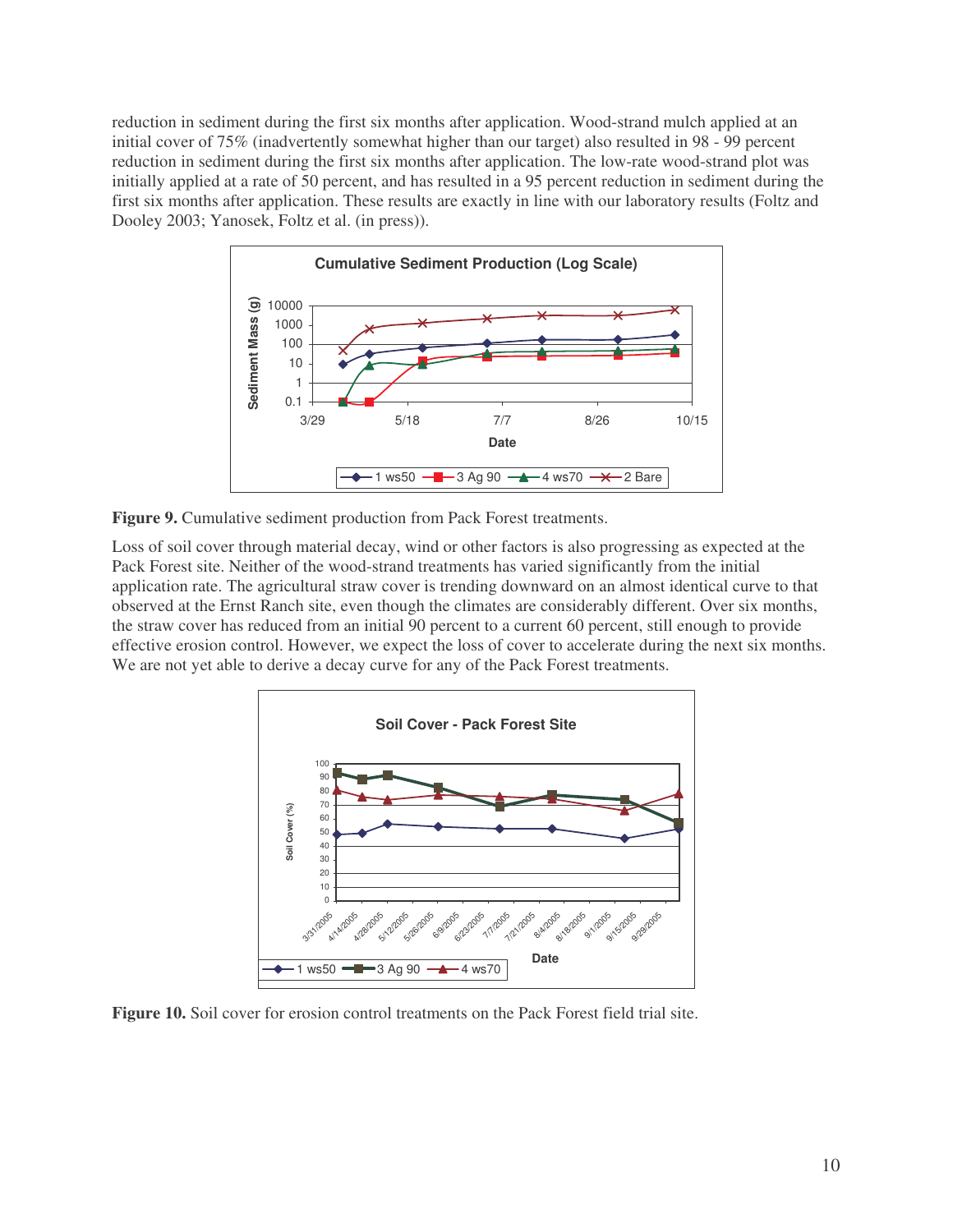reduction in sediment during the first six months after application. Wood-strand mulch applied at an initial cover of 75% (inadvertently somewhat higher than our target) also resulted in 98 - 99 percent reduction in sediment during the first six months after application. The low-rate wood-strand plot was initially applied at a rate of 50 percent, and has resulted in a 95 percent reduction in sediment during the first six months after application. These results are exactly in line with our laboratory results (Foltz and Dooley 2003; Yanosek, Foltz et al. (in press)).

**Figure 9.** Cumulative sediment production from Pack Forest treatments.

Loss of soil cover through material decay, wind or other factors is also progressing as expected at the Pack Forest site. Neither of the wood-strand treatments has varied significantly from the initial application rate. The agricultural straw cover is trending downward on an almost identical curve to that observed at the Ernst Ranch site, even though the climates are considerably different. Over six months, the straw cover has reduced from an initial 90 percent to a current 60 percent, still enough to provide effective erosion control. However, we expect the loss of cover to accelerate during the next six months. We are not yet able to derive a decay curve for any of the Pack Forest treatments.

**Figure 10.** Soil cover for erosion control treatments on the Pack Forest field trial site.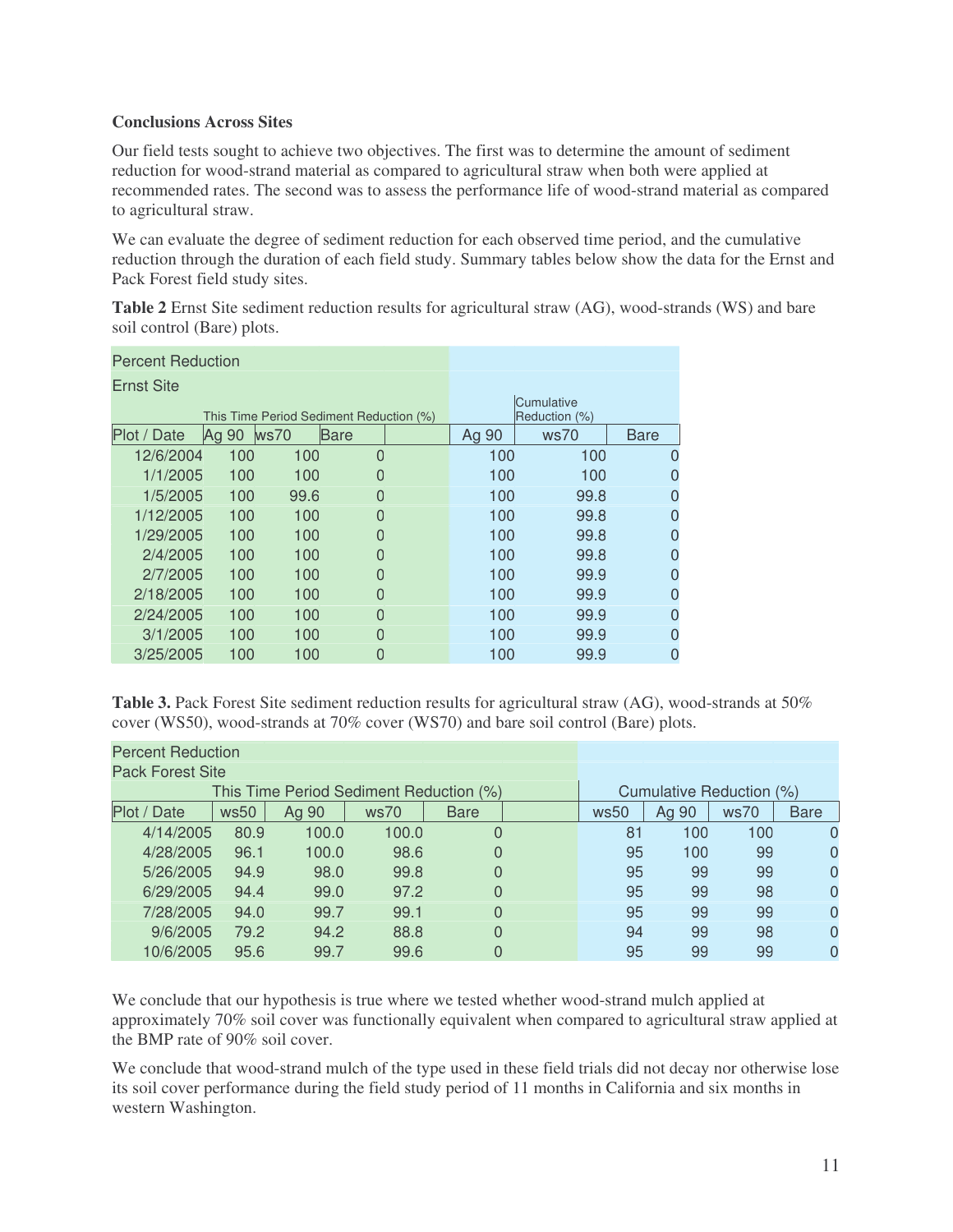**Conclusions Across Sites**

Our field tests sought to achieve two objectives. The first was to determine the amount of sediment reduction for wood-strand material as compared to agricultural straw when both were applied at recommended rates. The second was to assess the performance life of wood-strand material as compared to agricultural straw.

We can evaluate the degree of sediment reduction for each observed time period, and the cumulative reduction through the duration of each field study. Summary tables below show the data for the Ernst and Pack Forest field study sites.

**Table 2** Ernst Site sediment reduction results for agricultural straw (AG), wood-strands (WS) and bare soil control (Bare) plots.

| Percent Reduction | | | | | | |
|---|---|---|---|---|---|---|
| Ernst Site | | | | | | |
| | This Time Period Sediment Reduction (%) | | | Cumulative Reduction (%) | | |
| Plot / Date | Ag 90 | ws70 | Bare | Ag 90 | ws70 | Bare |
| 12/6/2004 | 100 | 100 | 0 | 100 | 100 | 0 |
| 1/1/2005 | 100 | 100 | 0 | 100 | 100 | 0 |
| 1/5/2005 | 100 | 99.6 | 0 | 100 | 99.8 | 0 |
| 1/12/2005 | 100 | 100 | 0 | 100 | 99.8 | 0 |
| 1/29/2005 | 100 | 100 | 0 | 100 | 99.8 | 0 |
| 2/4/2005 | 100 | 100 | 0 | 100 | 99.8 | 0 |
| 2/7/2005 | 100 | 100 | 0 | 100 | 99.9 | 0 |
| 2/18/2005 | 100 | 100 | 0 | 100 | 99.9 | 0 |
| 2/24/2005 | 100 | 100 | 0 | 100 | 99.9 | 0 |
| 3/1/2005 | 100 | 100 | 0 | 100 | 99.9 | 0 |
| 3/25/2005 | 100 | 100 | 0 | 100 | 99.9 | 0 |

**Table 3.** Pack Forest Site sediment reduction results for agricultural straw (AG), wood-strands at 50% cover (WS50), wood-strands at 70% cover (WS70) and bare soil control (Bare) plots.

| Percent Reduction | | | | | | | | |
|---|---|---|---|---|---|---|---|---|
| Pack Forest Site | | | | | | | | |
| | This Time Period Sediment Reduction (%) | | | | Cumulative Reduction (%) | | | |
| Plot / Date | ws50 | Ag 90 | ws70 | Bare | ws50 | Ag 90 | ws70 | Bare |
| 4/14/2005 | 80.9 | 100.0 | 100.0 | 0 | 81 | 100 | 100 | 0 |
| 4/28/2005 | 96.1 | 100.0 | 98.6 | 0 | 95 | 100 | 99 | 0 |
| 5/26/2005 | 94.9 | 98.0 | 99.8 | 0 | 95 | 99 | 99 | 0 |
| 6/29/2005 | 94.4 | 99.0 | 97.2 | 0 | 95 | 99 | 98 | 0 |
| 7/28/2005 | 94.0 | 99.7 | 99.1 | 0 | 95 | 99 | 99 | 0 |
| 9/6/2005 | 79.2 | 94.2 | 88.8 | 0 | 94 | 99 | 98 | 0 |
| 10/6/2005 | 95.6 | 99.7 | 99.6 | 0 | 95 | 99 | 99 | 0 |

We conclude that our hypothesis is true where we tested whether wood-strand mulch applied at approximately 70% soil cover was functionally equivalent when compared to agricultural straw applied at the BMP rate of 90% soil cover.

We conclude that wood-strand mulch of the type used in these field trials did not decay nor otherwise lose its soil cover performance during the field study period of 11 months in California and six months in western Washington.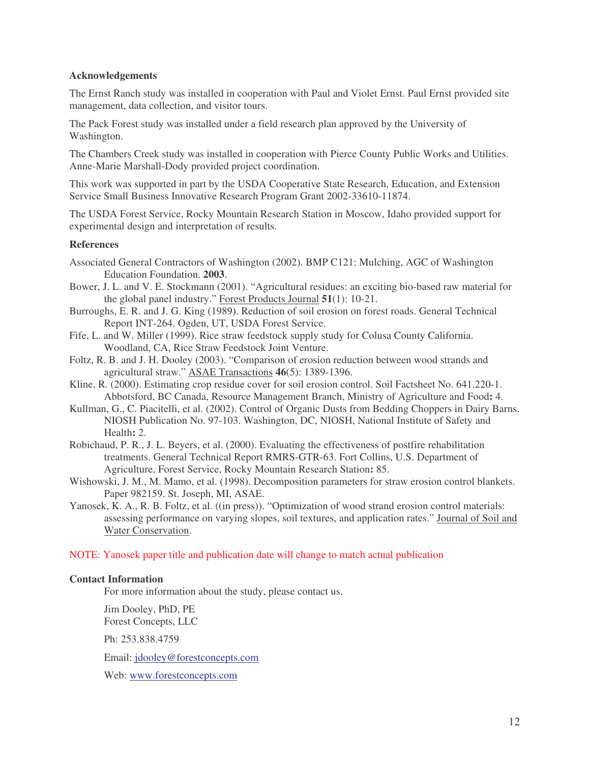**Acknowledgements**

The Ernst Ranch study was installed in cooperation with Paul and Violet Ernst. Paul Ernst provided site management, data collection, and visitor tours.

The Pack Forest study was installed under a field research plan approved by the University of Washington.

The Chambers Creek study was installed in cooperation with Pierce County Public Works and Utilities. Anne-Marie Marshall-Dody provided project coordination.

This work was supported in part by the USDA Cooperative State Research, Education, and Extension Service Small Business Innovative Research Program Grant 2002-33610-11874.

The USDA Forest Service, Rocky Mountain Research Station in Moscow, Idaho provided support for experimental design and interpretation of results.

**References**

Associated General Contractors of Washington (2002). BMP C121: Mulching, AGC of Washington Education Foundation. **2003**.

Bower, J. L. and V. E. Stockmann (2001). "Agricultural residues: an exciting bio-based raw material for the global panel industry." Forest Products Journal **51**(1): 10-21.

Burroughs, E. R. and J. G. King (1989). Reduction of soil erosion on forest roads. General Technical Report INT-264. Ogden, UT, USDA Forest Service.

Fife, L. and W. Miller (1999). Rice straw feedstock supply study for Colusa County California. Woodland, CA, Rice Straw Feedstock Joint Venture.

Foltz, R. B. and J. H. Dooley (2003). "Comparison of erosion reduction between wood strands and agricultural straw." ASAE Transactions **46**(5): 1389-1396.

Kline, R. (2000). Estimating crop residue cover for soil erosion control. Soil Factsheet No. 641.220-1. Abbotsford, BC Canada, Resource Management Branch, Ministry of Agriculture and Food**:** 4.

Kullman, G., C. Piacitelli, et al. (2002). Control of Organic Dusts from Bedding Choppers in Dairy Barns. NIOSH Publication No. 97-103. Washington, DC, NIOSH, National Institute of Safety and Health**:** 2.

Robichaud, P. R., J. L. Beyers, et al. (2000). Evaluating the effectiveness of postfire rehabilitation treatments. General Technical Report RMRS-GTR-63. Fort Collins, U.S. Department of Agriculture, Forest Service, Rocky Mountain Research Station**:** 85.

Wishowski, J. M., M. Mamo, et al. (1998). Decomposition parameters for straw erosion control blankets. Paper 982159. St. Joseph, MI, ASAE.

Yanosek, K. A., R. B. Foltz, et al. ((in press)). "Optimization of wood strand erosion control materials: assessing performance on varying slopes, soil textures, and application rates." Journal of Soil and Water Conservation.

NOTE: Yanosek paper title and publication date will change to match actual publication

**Contact Information**

For more information about the study, please contact us.

Jim Dooley, PhD, PE
Forest Concepts, LLC

Ph: 253.838.4759

Email: jdooley@forestconcepts.com

Web: www.forestconcepts.com